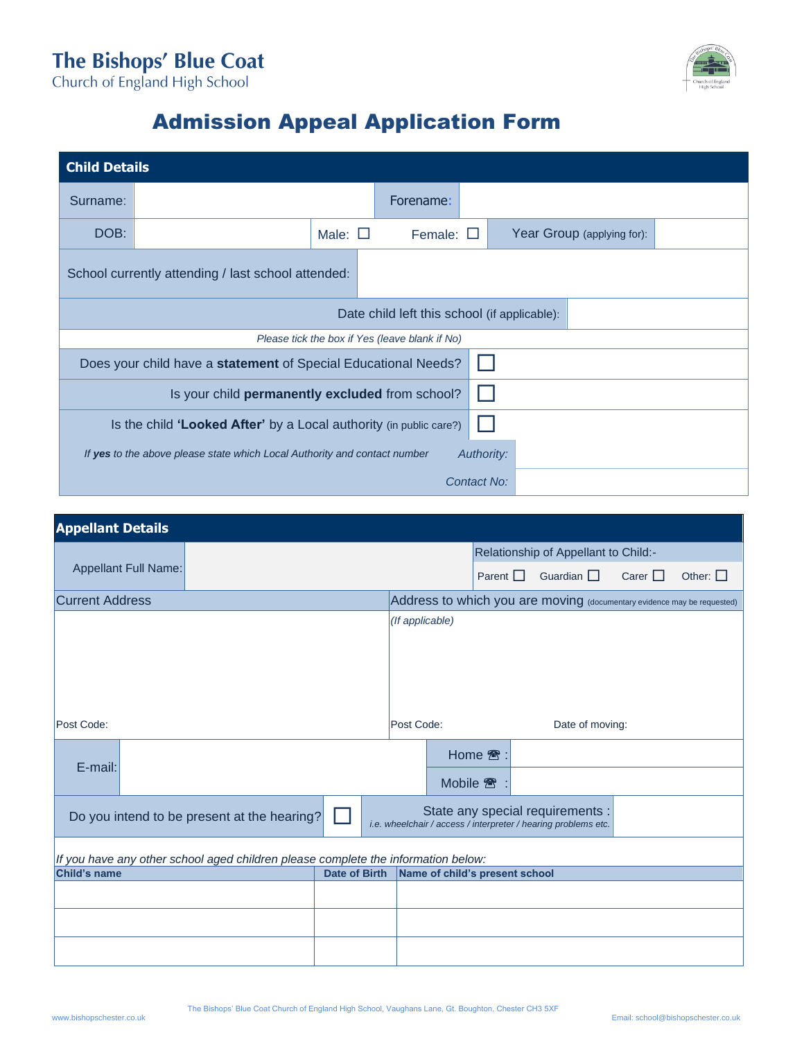**The Bishops' Blue Coat**
Church of England High School

# Admission Appeal Application Form

## Child Details

| | | | |
|---|---|---|---|
| Surname: | | Forename: | |
| DOB: | Male: ☐ Female: ☐ | Year Group (applying for): | |
| School currently attending / last school attended: | | | |
| Date child left this school (if applicable): | | | |

*Please tick the box if Yes (leave blank if No)*

| | |
|---|---|
| Does your child have a **statement** of Special Educational Needs? | ☐ |
| Is your child **permanently excluded** from school? | ☐ |
| Is the child **'Looked After'** by a Local authority (in public care?) | ☐ |

*If **yes** to the above please state which Local Authority and contact number*

| | |
|---|---|
| *Authority:* | |
| *Contact No:* | |

## Appellant Details

| | | |
|---|---|---|
| Appellant Full Name: | | Relationship of Appellant to Child:- Parent ☐ Guardian ☐ Carer ☐ Other: ☐ |

| Current Address | Address to which you are moving (documentary evidence may be requested) |
|---|---|
| | *(If applicable)* |
| Post Code: | Post Code: Date of moving: |

| | | | |
|---|---|---|---|
| E-mail: | | Home ☎ : | |
| | | Mobile ☎ : | |

| | | | |
|---|---|---|---|
| Do you intend to be present at the hearing? | ☐ | State any special requirements : *i.e. wheelchair / access / interpreter / hearing problems etc.* | |

*If you have any other school aged children please complete the information below:*

| Child's name | Date of Birth | Name of child's present school |
|---|---|---|
| | | |
| | | |
| | | |

The Bishops' Blue Coat Church of England High School, Vaughans Lane, Gt. Boughton, Chester CH3 5XF
www.bishopschester.co.uk
Email: school@bishopschester.co.uk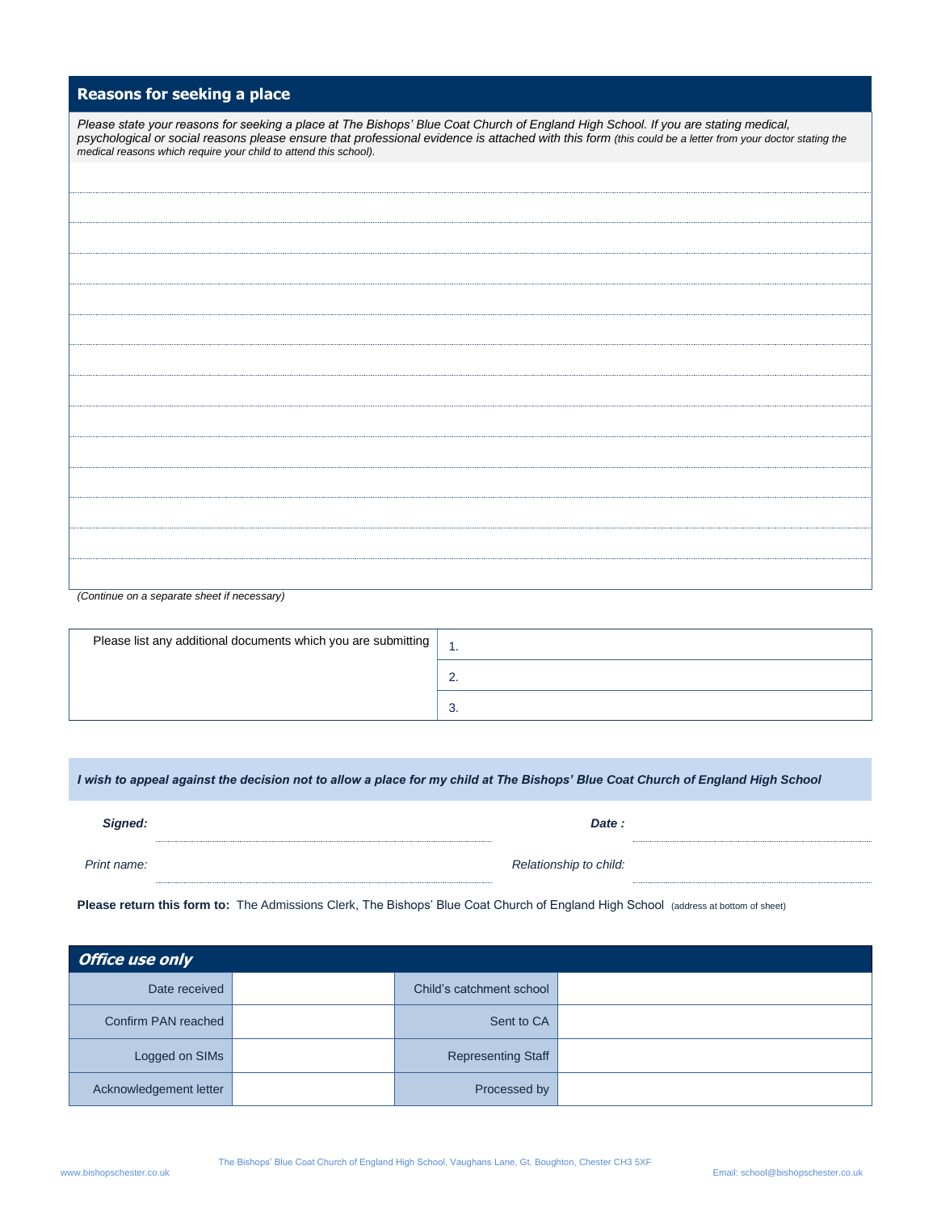## Reasons for seeking a place

*Please state your reasons for seeking a place at The Bishops' Blue Coat Church of England High School. If you are stating medical, psychological or social reasons please ensure that professional evidence is attached with this form (this could be a letter from your doctor stating the medical reasons which require your child to attend this school).*

*(Continue on a separate sheet if necessary)*

| | |
|---|---|
| Please list any additional documents which you are submitting | 1. |
| | 2. |
| | 3. |

***I wish to appeal against the decision not to allow a place for my child at The Bishops' Blue Coat Church of England High School***

***Signed:*** .................................................... ***Date :*** ....................................

*Print name:* .................................................... *Relationship to child:* ....................................

**Please return this form to:** The Admissions Clerk, The Bishops' Blue Coat Church of England High School (address at bottom of sheet)

### *Office use only*

| | | | |
|---|---|---|---|
| Date received | | Child's catchment school | |
| Confirm PAN reached | | Sent to CA | |
| Logged on SIMs | | Representing Staff | |
| Acknowledgement letter | | Processed by | |

The Bishops' Blue Coat Church of England High School, Vaughans Lane, Gt. Boughton, Chester CH3 5XF

www.bishopschester.co.uk

Email: school@bishopschester.co.uk